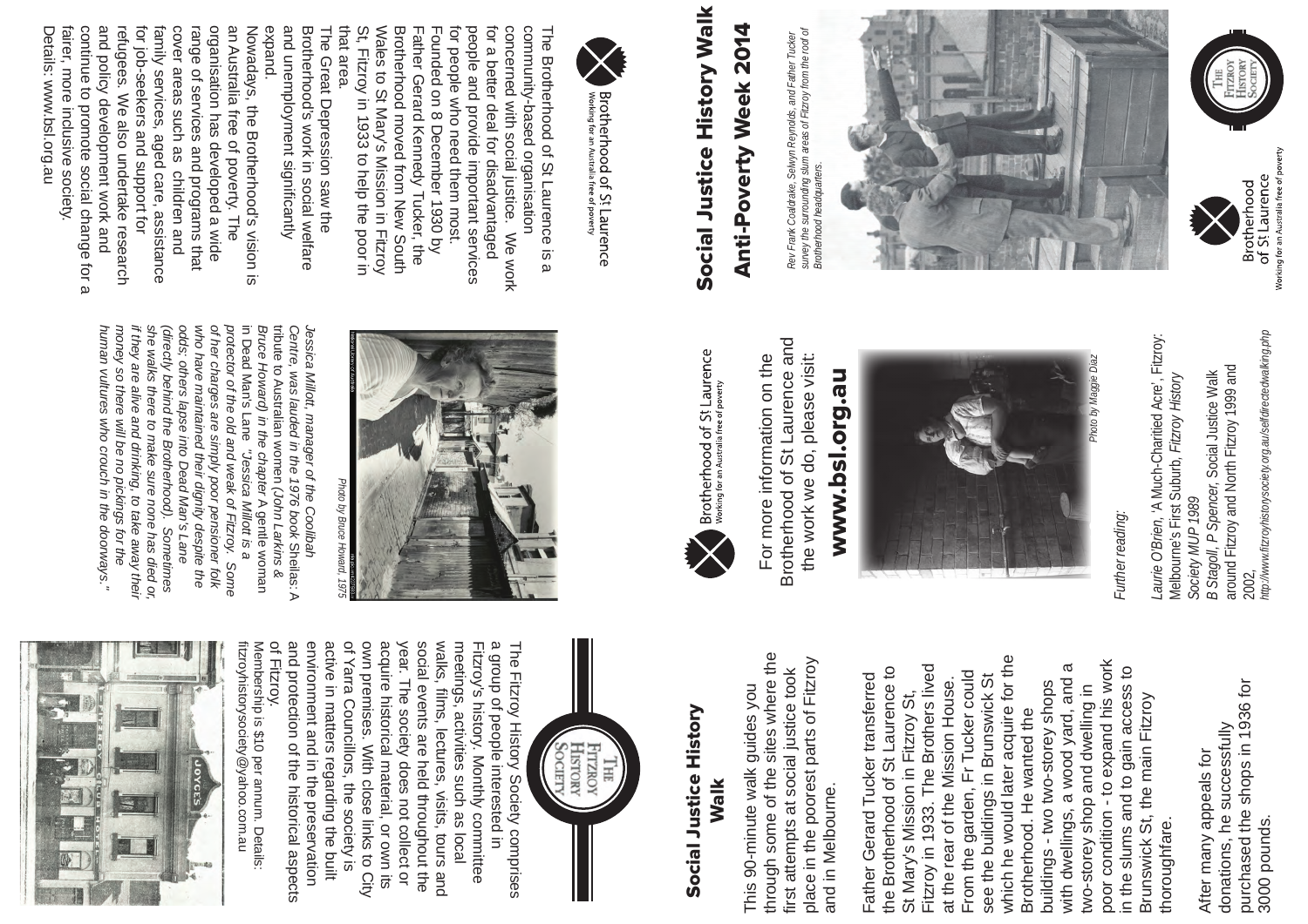Brotherhood of St Laurence
Working for an Australia free of poverty

The Brotherhood of St Laurence is a community-based organisation concerned with social justice. We work for a better deal for disadvantaged people and provide important services for people who need them most.

Founded on 8 December 1930 by Father Gerard Kennedy Tucker, the Brotherhood moved from New South Wales to St Mary's Mission in Fitzroy St, Fitzroy in 1933 to help the poor in that area.

The Great Depression saw the Brotherhood's work in social welfare and unemployment significantly expand.

Nowadays, the Brotherhood's vision is an Australia free of poverty. The organisation has developed a wide range of services and programs that cover areas such as children and family services, aged care, assistance for job-seekers and support for refugees. We also undertake research and policy development work and continue to promote social change for a fairer, more inclusive society.

Details: www.bsl.org.au

Photo by Bruce Howard, 1975

*Jessica Millott, manager of the Coolibah Centre, was lauded in the 1976 book Sheilas: A tribute to Australian women (John Larkins & Bruce Howard) in the chapter A gentle woman in Dead Man's Lane. "Jessica Millott is a protector of the old and weak of Fitzroy. Some of her charges are simply poor pensioner folk who have maintained their dignity despite the odds; others lapse into Dead Man's Lane (directly behind the Brotherhood). Sometimes she walks there to make sure none has died or, if they are alive and drinking, to take away their money so there will be no pickings for the human vultures who crouch in the doorways."*

Brotherhood of St Laurence
Working for an Australia free of poverty

For more information on the Brotherhood of St Laurence and the work we do, please visit:

**www.bsl.org.au**

Photo by Maggie Diaz

*Further reading:*

*Laurie O'Brien*, 'A Much-Charitied Acre', Fitzroy: Melbourne's First Suburb, *Fitzroy History Society MUP 1989*

*B Stagoll, P Spencer*, Social Justice Walk around Fitzroy and North Fitzroy 1999 and 2002,
*http://www.fitzroyhistorysociety.org.au/selfdirectedwalking.php*

# Social Justice History Walk
## Anti-Poverty Week 2014

*Rev Frank Coaldrake, Selwyn Reynolds, and Father Tucker survey the surrounding slum areas of Fitzroy from the roof of Brotherhood headquarters.*

The Fitzroy History Society

Brotherhood of St Laurence
Working for an Australia free of poverty

The Fitzroy History Society

The Fitzroy History Society comprises a group of people interested in Fitzroy's history. Monthly committee meetings, activities such as local walks, films, lectures, visits, tours and social events are held throughout the year. The society does not collect or acquire historical material, or own its own premises. With close links to City of Yarra Councillors, the society is active in matters regarding the built environment and in the preservation and protection of the historical aspects of Fitzroy.

Membership is $10 per annum. Details: fitzroyhistorysociety@yahoo.com.au

## Social Justice History Walk

This 90-minute walk guides you through some of the sites where the first attempts at social justice took place in the poorest parts of Fitzroy and in Melbourne.

Father Gerard Tucker transferred the Brotherhood of St Laurence to St Mary's Mission in Fitzroy St, Fitzroy in 1933. The Brothers lived at the rear of the Mission House. From the garden, Fr Tucker could see the buildings in Brunswick St which he would later acquire for the Brotherhood. He wanted the buildings - two two-storey shops with dwellings, a wood yard, and a two-storey shop and dwelling in poor condition - to expand his work in the slums and to gain access to Brunswick St, the main Fitzroy thoroughfare.

After many appeals for donations, he successfully purchased the shops in 1936 for 3000 pounds.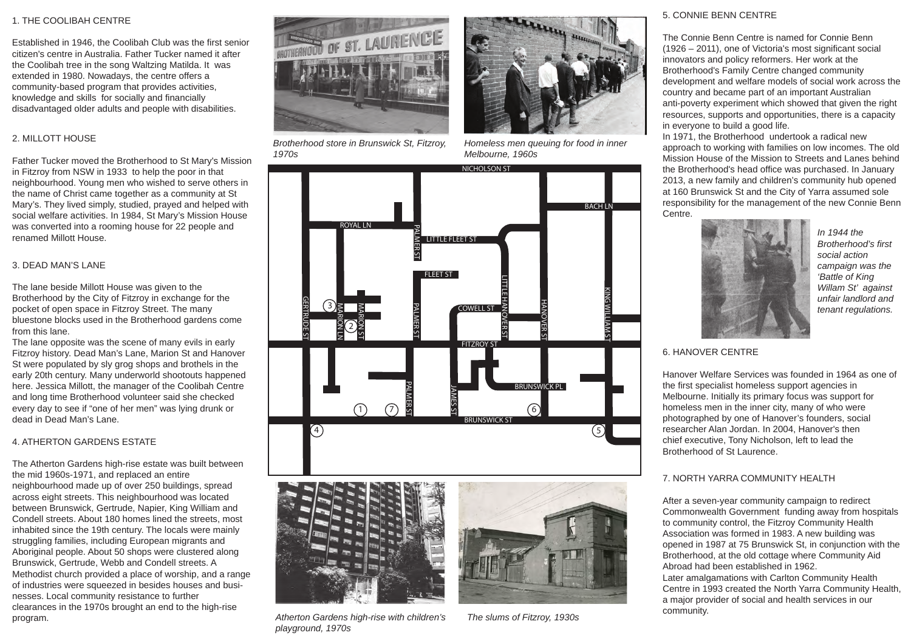## 1. THE COOLIBAH CENTRE

Established in 1946, the Coolibah Club was the first senior citizen's centre in Australia. Father Tucker named it after the Coolibah tree in the song Waltzing Matilda. It was extended in 1980. Nowadays, the centre offers a community-based program that provides activities, knowledge and skills for socially and financially disadvantaged older adults and people with disabilities.

## 2. MILLOTT HOUSE

Father Tucker moved the Brotherhood to St Mary's Mission in Fitzroy from NSW in 1933 to help the poor in that neighbourhood. Young men who wished to serve others in the name of Christ came together as a community at St Mary's. They lived simply, studied, prayed and helped with social welfare activities. In 1984, St Mary's Mission House was converted into a rooming house for 22 people and renamed Millott House.

## 3. DEAD MAN'S LANE

The lane beside Millott House was given to the Brotherhood by the City of Fitzroy in exchange for the pocket of open space in Fitzroy Street. The many bluestone blocks used in the Brotherhood gardens come from this lane.

The lane opposite was the scene of many evils in early Fitzroy history. Dead Man's Lane, Marion St and Hanover St were populated by sly grog shops and brothels in the early 20th century. Many underworld shootouts happened here. Jessica Millott, the manager of the Coolibah Centre and long time Brotherhood volunteer said she checked every day to see if "one of her men" was lying drunk or dead in Dead Man's Lane.

## 4. ATHERTON GARDENS ESTATE

The Atherton Gardens high-rise estate was built between the mid 1960s-1971, and replaced an entire neighbourhood made up of over 250 buildings, spread across eight streets. This neighbourhood was located between Brunswick, Gertrude, Napier, King William and Condell streets. About 180 homes lined the streets, most inhabited since the 19th century. The locals were mainly struggling families, including European migrants and Aboriginal people. About 50 shops were clustered along Brunswick, Gertrude, Webb and Condell streets. A Methodist church provided a place of worship, and a range of industries were squeezed in besides houses and businesses. Local community resistance to further clearances in the 1970s brought an end to the high-rise program.

*Brotherhood store in Brunswick St, Fitzroy, 1970s*

*Homeless men queuing for food in inner Melbourne, 1960s*

NICHOLSON ST
BACH LN
ROYAL LN
PALMER ST
LITTLE FLEET ST
FLEET ST
LITTLE HANOVER ST
HANOVER ST
KING WILLIAM ST
GERTRUDE ST
MARION LN
MARION ST
COWELL ST
FITZROY ST
BRUNSWICK PL
JAMES ST
BRUNSWICK ST
1 2 3 4 5 6 7

*Atherton Gardens high-rise with children's playground, 1970s*

*The slums of Fitzroy, 1930s*

## 5. CONNIE BENN CENTRE

The Connie Benn Centre is named for Connie Benn (1926 – 2011), one of Victoria's most significant social innovators and policy reformers. Her work at the Brotherhood's Family Centre changed community development and welfare models of social work across the country and became part of an important Australian anti-poverty experiment which showed that given the right resources, supports and opportunities, there is a capacity in everyone to build a good life.

In 1971, the Brotherhood undertook a radical new approach to working with families on low incomes. The old Mission House of the Mission to Streets and Lanes behind the Brotherhood's head office was purchased. In January 2013, a new family and children's community hub opened at 160 Brunswick St and the City of Yarra assumed sole responsibility for the management of the new Connie Benn Centre.

*In 1944 the Brotherhood's first social action campaign was the 'Battle of King Willam St' against unfair landlord and tenant regulations.*

## 6. HANOVER CENTRE

Hanover Welfare Services was founded in 1964 as one of the first specialist homeless support agencies in Melbourne. Initially its primary focus was support for homeless men in the inner city, many of who were photographed by one of Hanover's founders, social researcher Alan Jordan. In 2004, Hanover's then chief executive, Tony Nicholson, left to lead the Brotherhood of St Laurence.

## 7. NORTH YARRA COMMUNITY HEALTH

After a seven-year community campaign to redirect Commonwealth Government funding away from hospitals to community control, the Fitzroy Community Health Association was formed in 1983. A new building was opened in 1987 at 75 Brunswick St, in conjunction with the Brotherhood, at the old cottage where Community Aid Abroad had been established in 1962.

Later amalgamations with Carlton Community Health Centre in 1993 created the North Yarra Community Health, a major provider of social and health services in our community.